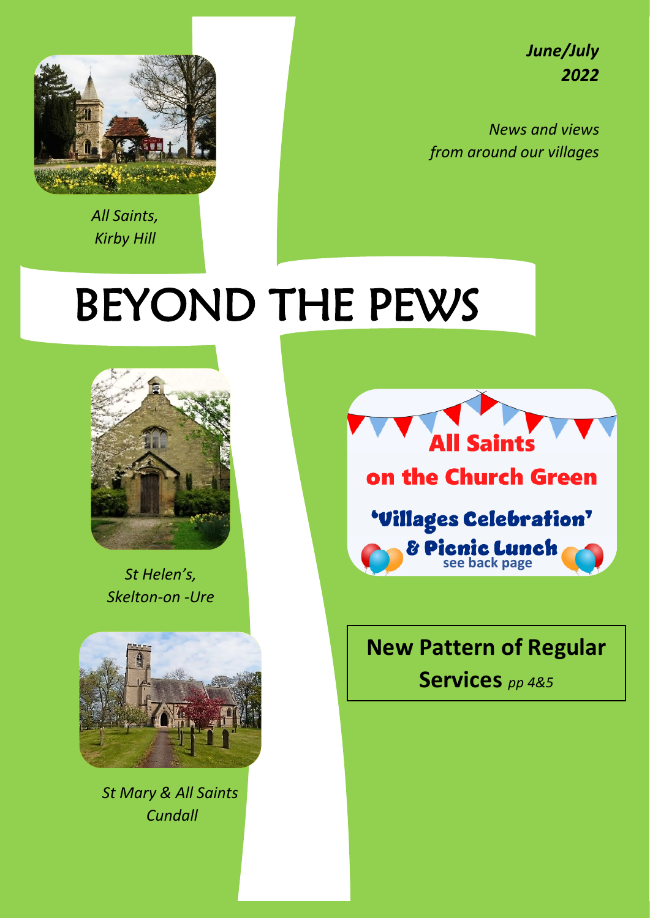*June/July 2022*

*News and views from around our villages*

*All Saints, Kirby Hill*

# BEYOND THE PEWS

*St Helen's, Skelton-on -Ure*

*St Mary & All Saints Cundall*

**All Saints on the Church Green**

**'Villages Celebration' & Picnic Lunch**

see back page

**New Pattern of Regular Services** *pp 4&5*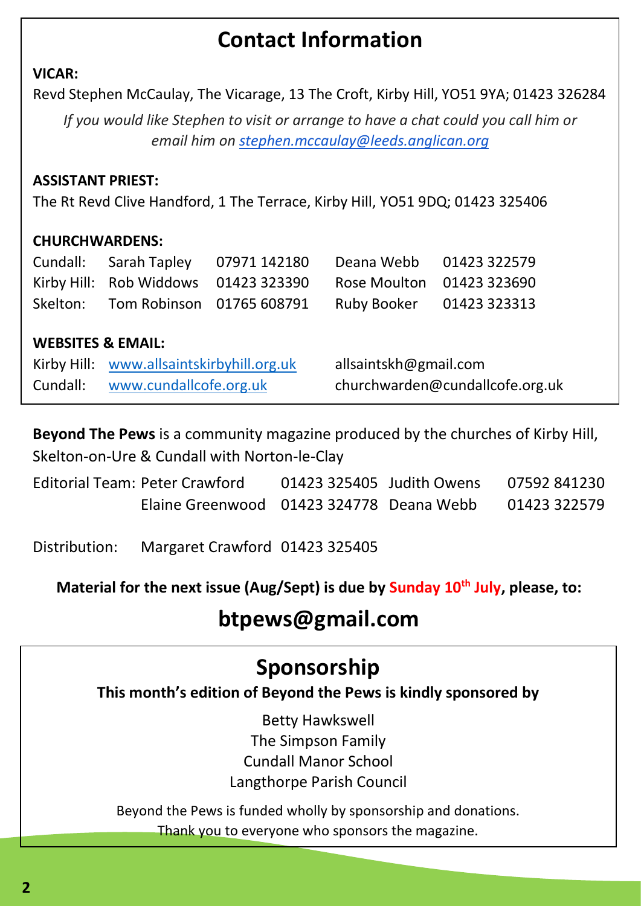# Contact Information

**VICAR:**

Revd Stephen McCaulay, The Vicarage, 13 The Croft, Kirby Hill, YO51 9YA; 01423 326284

*If you would like Stephen to visit or arrange to have a chat could you call him or email him on [stephen.mccaulay@leeds.anglican.org](mailto:stephen.mccaulay@leeds.anglican.org)*

**ASSISTANT PRIEST:**

The Rt Revd Clive Handford, 1 The Terrace, Kirby Hill, YO51 9DQ; 01423 325406

**CHURCHWARDENS:**

| | | | | |
|---|---|---|---|---|
| Cundall: | Sarah Tapley | 07971 142180 | Deana Webb | 01423 322579 |
| Kirby Hill: | Rob Widdows | 01423 323390 | Rose Moulton | 01423 323690 |
| Skelton: | Tom Robinson | 01765 608791 | Ruby Booker | 01423 323313 |

**WEBSITES & EMAIL:**

| | | |
|---|---|---|
| Kirby Hill: | [www.allsaintskirbyhill.org.uk](http://www.allsaintskirbyhill.org.uk) | allsaintskh@gmail.com |
| Cundall: | [www.cundallcofe.org.uk](http://www.cundallcofe.org.uk) | churchwarden@cundallcofe.org.uk |

**Beyond The Pews** is a community magazine produced by the churches of Kirby Hill, Skelton-on-Ure & Cundall with Norton-le-Clay

| | | | | |
|---|---|---|---|---|
| Editorial Team: | Peter Crawford | 01423 325405 | Judith Owens | 07592 841230 |
| | Elaine Greenwood | 01423 324778 | Deana Webb | 01423 322579 |

Distribution: Margaret Crawford 01423 325405

**Material for the next issue (Aug/Sept) is due by Sunday 10th July, please, to:**

## btpews@gmail.com

## Sponsorship

**This month's edition of Beyond the Pews is kindly sponsored by**

Betty Hawkswell
The Simpson Family
Cundall Manor School
Langthorpe Parish Council

Beyond the Pews is funded wholly by sponsorship and donations.
Thank you to everyone who sponsors the magazine.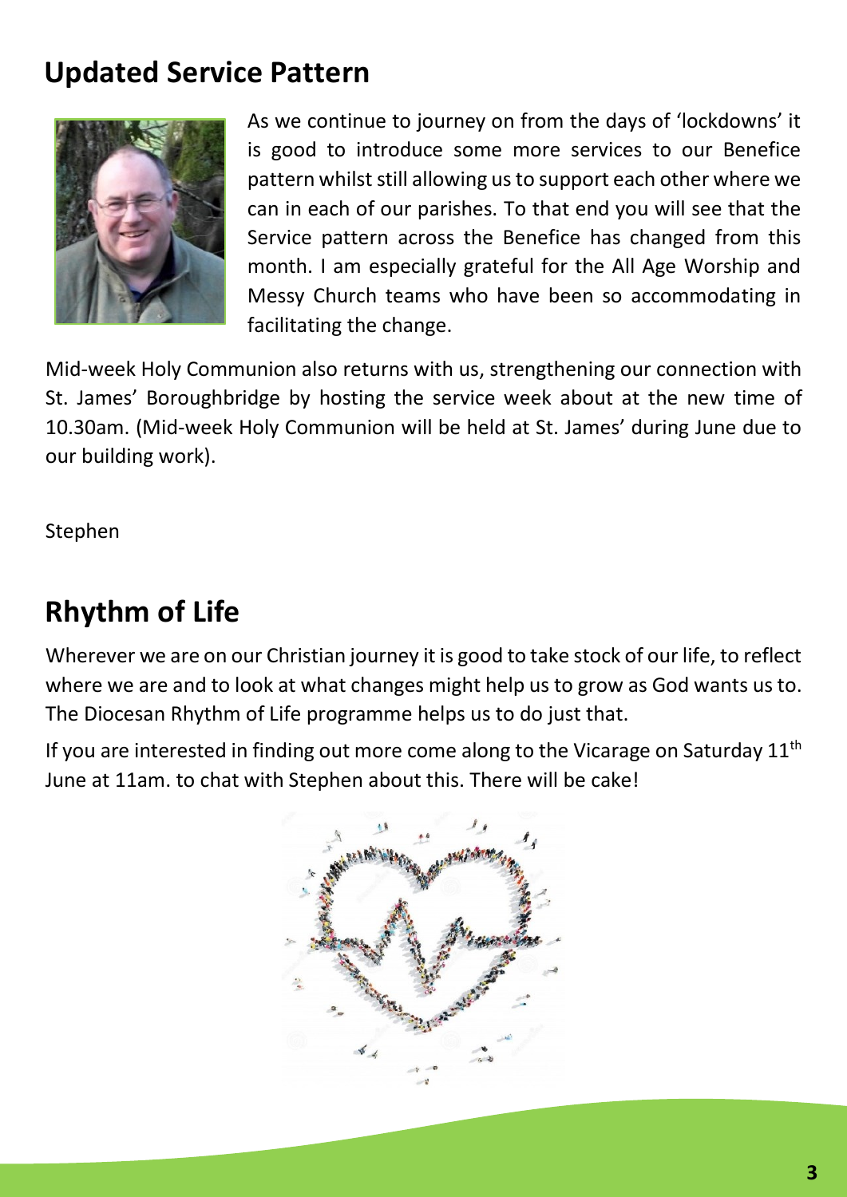## Updated Service Pattern

As we continue to journey on from the days of 'lockdowns' it is good to introduce some more services to our Benefice pattern whilst still allowing us to support each other where we can in each of our parishes. To that end you will see that the Service pattern across the Benefice has changed from this month. I am especially grateful for the All Age Worship and Messy Church teams who have been so accommodating in facilitating the change.

Mid-week Holy Communion also returns with us, strengthening our connection with St. James' Boroughbridge by hosting the service week about at the new time of 10.30am. (Mid-week Holy Communion will be held at St. James' during June due to our building work).

Stephen

## Rhythm of Life

Wherever we are on our Christian journey it is good to take stock of our life, to reflect where we are and to look at what changes might help us to grow as God wants us to. The Diocesan Rhythm of Life programme helps us to do just that.

If you are interested in finding out more come along to the Vicarage on Saturday 11th June at 11am. to chat with Stephen about this. There will be cake!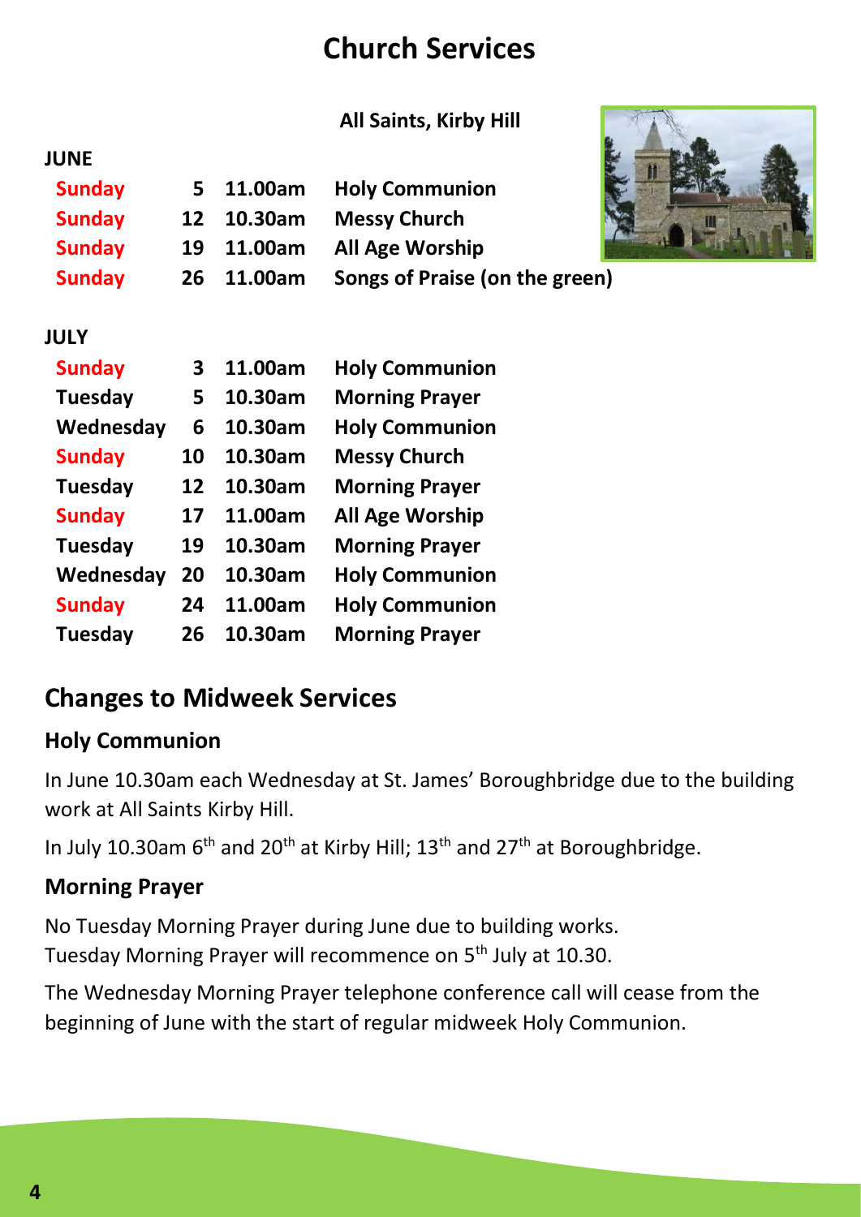# Church Services

**All Saints, Kirby Hill**

**JUNE**

| | | | |
|---|---|---|---|
| **Sunday** | **5** | **11.00am** | **Holy Communion** |
| **Sunday** | **12** | **10.30am** | **Messy Church** |
| **Sunday** | **19** | **11.00am** | **All Age Worship** |
| **Sunday** | **26** | **11.00am** | **Songs of Praise (on the green)** |

**JULY**

| | | | |
|---|---|---|---|
| **Sunday** | **3** | **11.00am** | **Holy Communion** |
| **Tuesday** | **5** | **10.30am** | **Morning Prayer** |
| **Wednesday** | **6** | **10.30am** | **Holy Communion** |
| **Sunday** | **10** | **10.30am** | **Messy Church** |
| **Tuesday** | **12** | **10.30am** | **Morning Prayer** |
| **Sunday** | **17** | **11.00am** | **All Age Worship** |
| **Tuesday** | **19** | **10.30am** | **Morning Prayer** |
| **Wednesday** | **20** | **10.30am** | **Holy Communion** |
| **Sunday** | **24** | **11.00am** | **Holy Communion** |
| **Tuesday** | **26** | **10.30am** | **Morning Prayer** |

## Changes to Midweek Services

### Holy Communion

In June 10.30am each Wednesday at St. James' Boroughbridge due to the building work at All Saints Kirby Hill.

In July 10.30am 6th and 20th at Kirby Hill; 13th and 27th at Boroughbridge.

### Morning Prayer

No Tuesday Morning Prayer during June due to building works.
Tuesday Morning Prayer will recommence on 5th July at 10.30.

The Wednesday Morning Prayer telephone conference call will cease from the beginning of June with the start of regular midweek Holy Communion.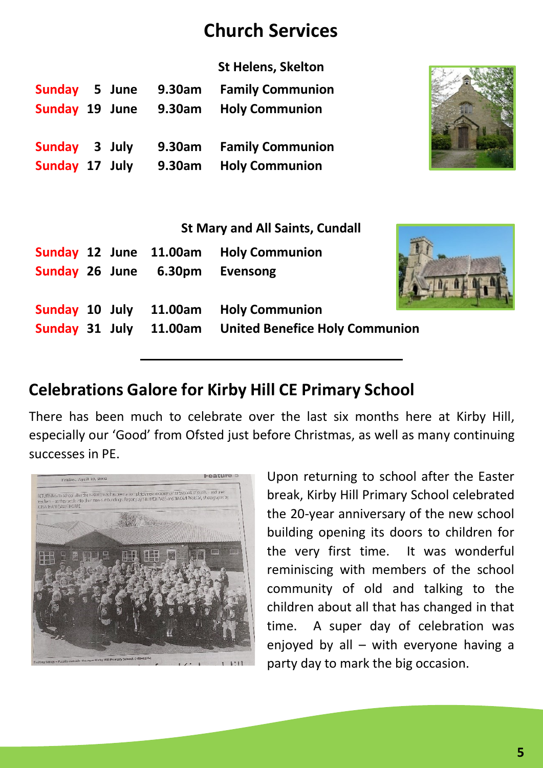# Church Services

### St Helens, Skelton

| | | | |
|---|---|---|---|
| Sunday | 5 June | 9.30am | Family Communion |
| Sunday | 19 June | 9.30am | Holy Communion |
| Sunday | 3 July | 9.30am | Family Communion |
| Sunday | 17 July | 9.30am | Holy Communion |

### St Mary and All Saints, Cundall

| | | | |
|---|---|---|---|
| Sunday | 12 June | 11.00am | Holy Communion |
| Sunday | 26 June | 6.30pm | Evensong |
| Sunday | 10 July | 11.00am | Holy Communion |
| Sunday | 31 July | 11.00am | United Benefice Holy Communion |

---

## Celebrations Galore for Kirby Hill CE Primary School

There has been much to celebrate over the last six months here at Kirby Hill, especially our 'Good' from Ofsted just before Christmas, as well as many continuing successes in PE.

Upon returning to school after the Easter break, Kirby Hill Primary School celebrated the 20-year anniversary of the new school building opening its doors to children for the very first time. It was wonderful reminiscing with members of the school community of old and talking to the children about all that has changed in that time. A super day of celebration was enjoyed by all – with everyone having a party day to mark the big occasion.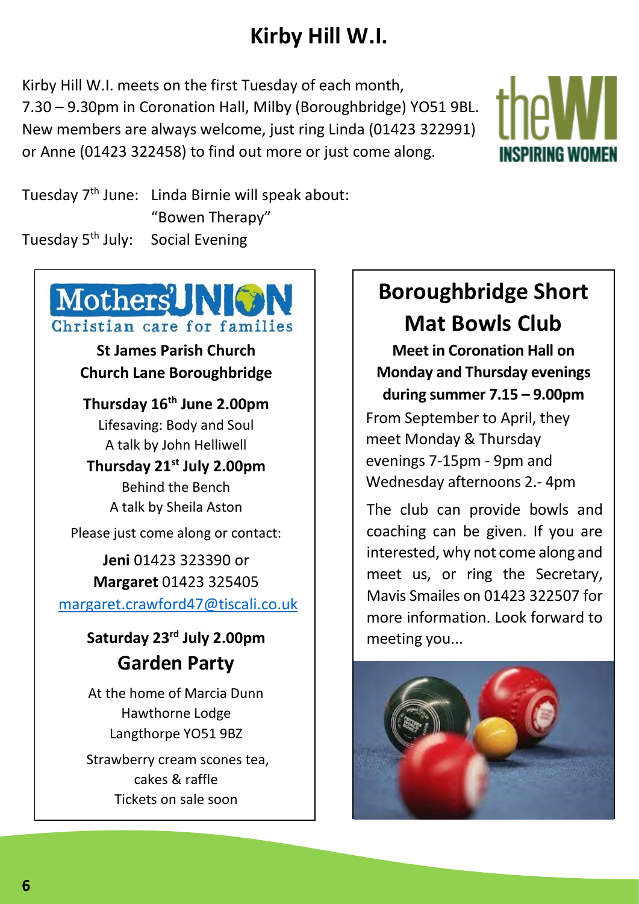# Kirby Hill W.I.

Kirby Hill W.I. meets on the first Tuesday of each month, 7.30 – 9.30pm in Coronation Hall, Milby (Boroughbridge) YO51 9BL. New members are always welcome, just ring Linda (01423 322991) or Anne (01423 322458) to find out more or just come along.

Tuesday 7th June: Linda Birnie will speak about: "Bowen Therapy"

Tuesday 5th July: Social Evening

## Mothers' Union

Christian care for families

**St James Parish Church**
**Church Lane Boroughbridge**

**Thursday 16th June 2.00pm**
Lifesaving: Body and Soul
A talk by John Helliwell

**Thursday 21st July 2.00pm**
Behind the Bench
A talk by Sheila Aston

Please just come along or contact:

**Jeni** 01423 323390 or
**Margaret** 01423 325405
margaret.crawford47@tiscali.co.uk

**Saturday 23rd July 2.00pm**

### Garden Party

At the home of Marcia Dunn
Hawthorne Lodge
Langthorpe YO51 9BZ

Strawberry cream scones tea, cakes & raffle
Tickets on sale soon

## Boroughbridge Short Mat Bowls Club

**Meet in Coronation Hall on Monday and Thursday evenings during summer 7.15 – 9.00pm**

From September to April, they meet Monday & Thursday evenings 7-15pm - 9pm and Wednesday afternoons 2.- 4pm

The club can provide bowls and coaching can be given. If you are interested, why not come along and meet us, or ring the Secretary, Mavis Smailes on 01423 322507 for more information. Look forward to meeting you...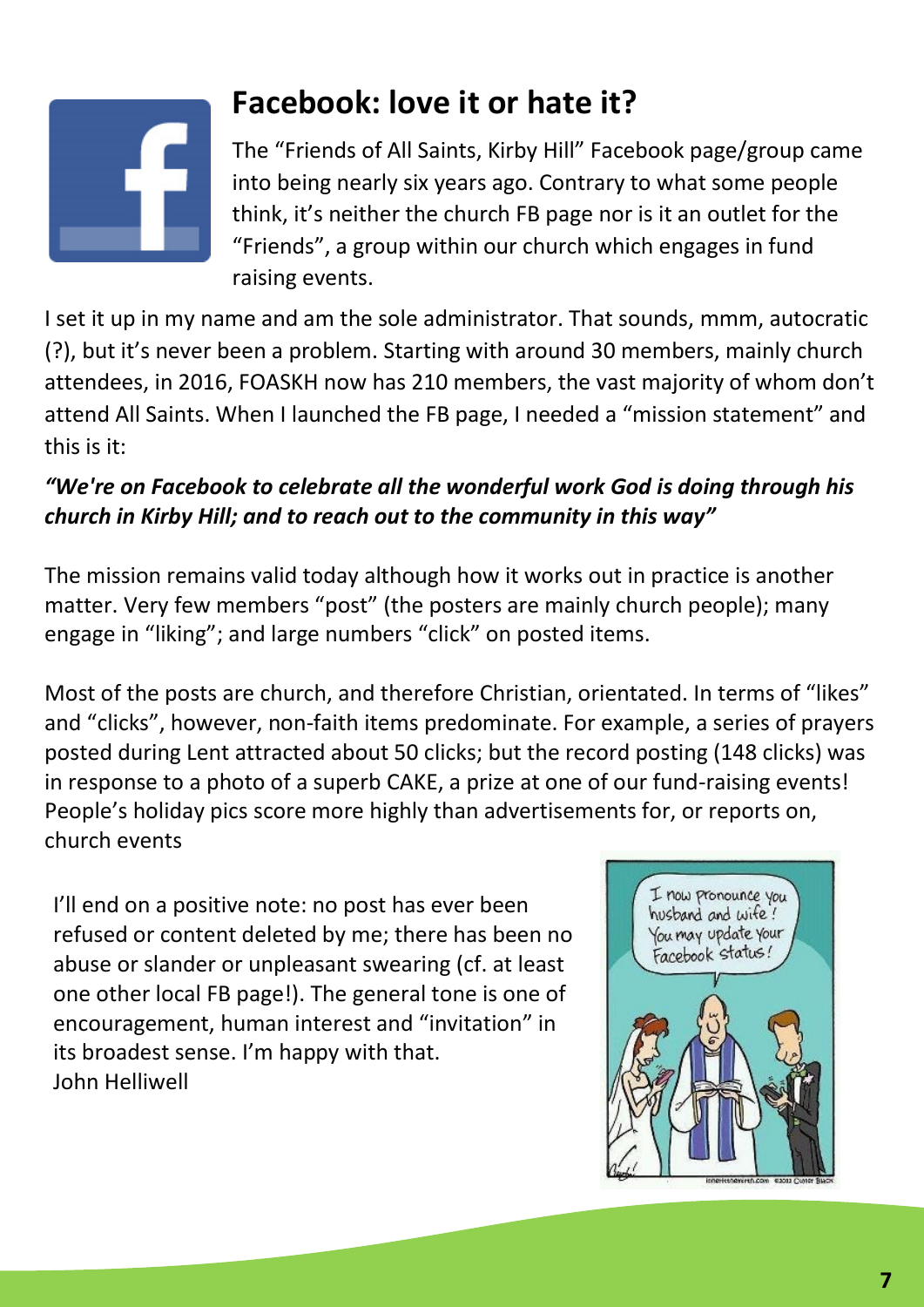# Facebook: love it or hate it?

The “Friends of All Saints, Kirby Hill” Facebook page/group came into being nearly six years ago. Contrary to what some people think, it’s neither the church FB page nor is it an outlet for the “Friends”, a group within our church which engages in fund raising events.

I set it up in my name and am the sole administrator. That sounds, mmm, autocratic (?), but it’s never been a problem. Starting with around 30 members, mainly church attendees, in 2016, FOASKH now has 210 members, the vast majority of whom don’t attend All Saints. When I launched the FB page, I needed a “mission statement” and this is it:

***“We're on Facebook to celebrate all the wonderful work God is doing through his church in Kirby Hill; and to reach out to the community in this way”***

The mission remains valid today although how it works out in practice is another matter. Very few members “post” (the posters are mainly church people); many engage in “liking”; and large numbers “click” on posted items.

Most of the posts are church, and therefore Christian, orientated. In terms of “likes” and “clicks”, however, non-faith items predominate. For example, a series of prayers posted during Lent attracted about 50 clicks; but the record posting (148 clicks) was in response to a photo of a superb CAKE, a prize at one of our fund-raising events! People’s holiday pics score more highly than advertisements for, or reports on, church events

I’ll end on a positive note: no post has ever been refused or content deleted by me; there has been no abuse or slander or unpleasant swearing (cf. at least one other local FB page!). The general tone is one of encouragement, human interest and “invitation” in its broadest sense. I’m happy with that.
John Helliwell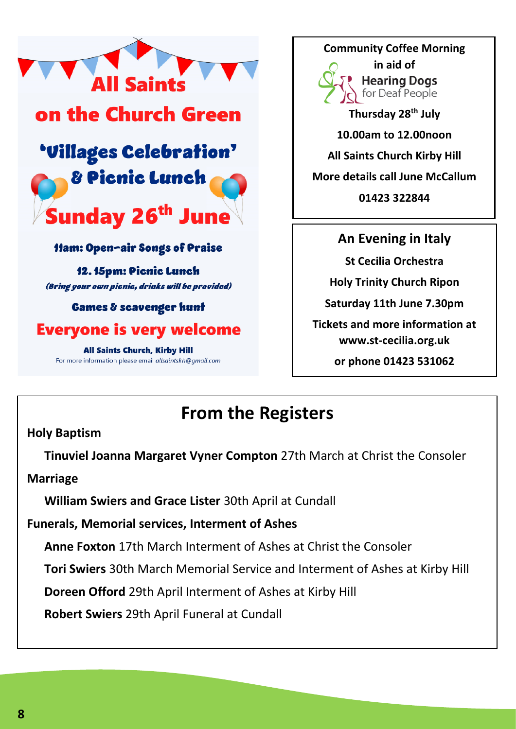## All Saints on the Church Green

### 'Villages Celebration' & Picnic Lunch

### Sunday 26th June

**11am: Open-air Songs of Praise**

**12.15pm: Picnic Lunch**

*(Bring your own picnic, drinks will be provided)*

**Games & scavenger hunt**

**Everyone is very welcome**

**All Saints Church, Kirby Hill**

For more information please email *allsaintskh@gmail.com*

---

**Community Coffee Morning**

**in aid of**

**Hearing Dogs** for Deaf People

**Thursday 28th July**

**10.00am to 12.00noon**

**All Saints Church Kirby Hill**

**More details call June McCallum**

**01423 322844**

---

**An Evening in Italy**

**St Cecilia Orchestra**

**Holy Trinity Church Ripon**

**Saturday 11th June 7.30pm**

**Tickets and more information at www.st-cecilia.org.uk**

**or phone 01423 531062**

---

## From the Registers

**Holy Baptism**

**Tinuviel Joanna Margaret Vyner Compton** 27th March at Christ the Consoler

**Marriage**

**William Swiers and Grace Lister** 30th April at Cundall

**Funerals, Memorial services, Interment of Ashes**

**Anne Foxton** 17th March Interment of Ashes at Christ the Consoler

**Tori Swiers** 30th March Memorial Service and Interment of Ashes at Kirby Hill

**Doreen Offord** 29th April Interment of Ashes at Kirby Hill

**Robert Swiers** 29th April Funeral at Cundall